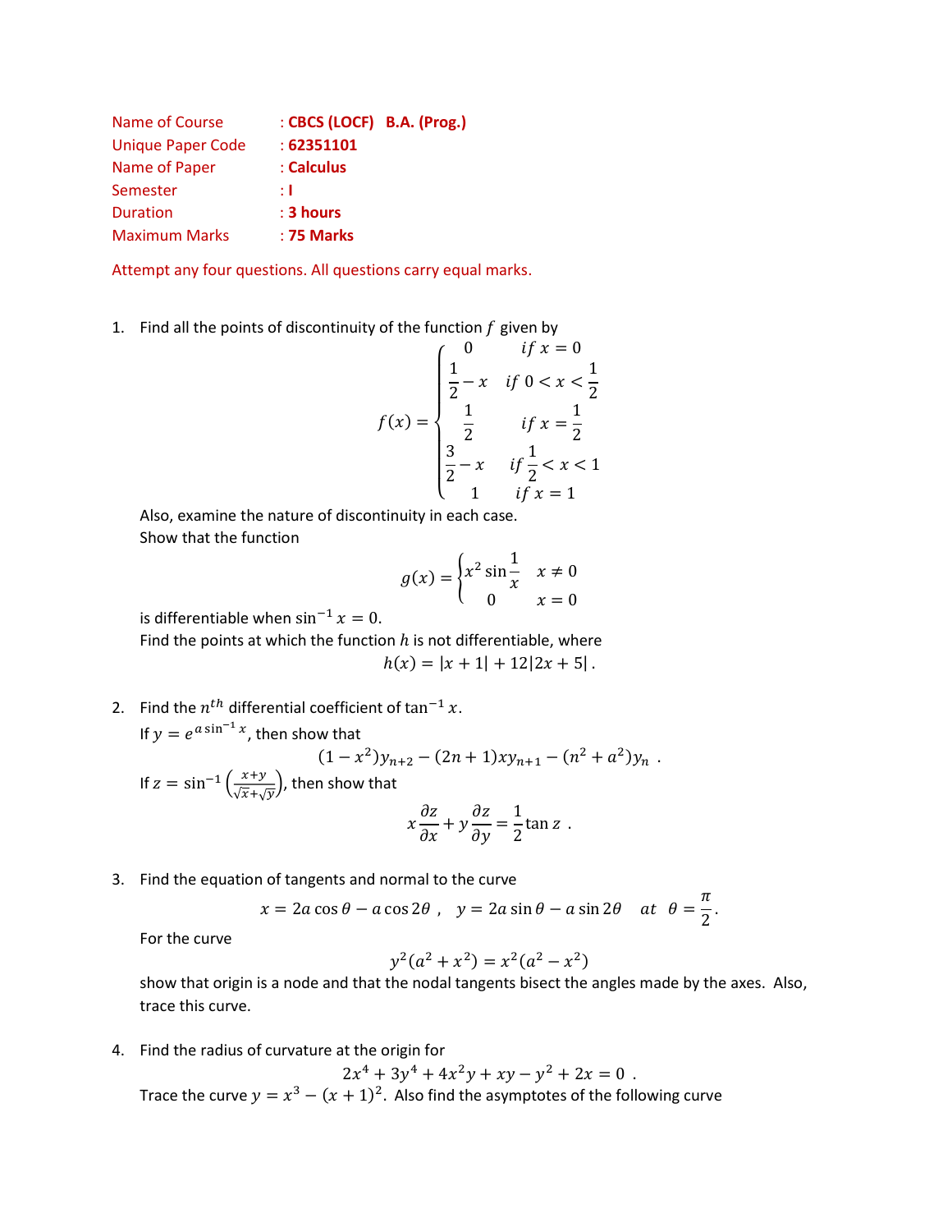| | |
|---|---|
| Name of Course | : **CBCS (LOCF) B.A. (Prog.)** |
| Unique Paper Code | : **62351101** |
| Name of Paper | : **Calculus** |
| Semester | : **I** |
| Duration | : **3 hours** |
| Maximum Marks | : **75 Marks** |

Attempt any four questions. All questions carry equal marks.

1. Find all the points of discontinuity of the function $f$ given by

$$f(x) = \begin{cases} 0 & if\ x = 0 \\ \frac{1}{2} - x & if\ 0 < x < \frac{1}{2} \\ \frac{1}{2} & if\ x = \frac{1}{2} \\ \frac{3}{2} - x & if\ \frac{1}{2} < x < 1 \\ 1 & if\ x = 1 \end{cases}$$

   Also, examine the nature of discontinuity in each case.
   Show that the function

$$g(x) = \begin{cases} x^2 \sin\frac{1}{x} & x \neq 0 \\ 0 & x = 0 \end{cases}$$

   is differentiable when $\sin^{-1} x = 0$.
   Find the points at which the function $h$ is not differentiable, where

$$h(x) = |x + 1| + 12|2x + 5|\ .$$

2. Find the $n^{th}$ differential coefficient of $\tan^{-1} x$.
   If $y = e^{a \sin^{-1} x}$, then show that

$$(1 - x^2)y_{n+2} - (2n + 1)xy_{n+1} - (n^2 + a^2)y_n\ .$$

   If $z = \sin^{-1}\left(\frac{x+y}{\sqrt{x}+\sqrt{y}}\right)$, then show that

$$x\frac{\partial z}{\partial x} + y\frac{\partial z}{\partial y} = \frac{1}{2}\tan z\ .$$

3. Find the equation of tangents and normal to the curve

$$x = 2a\cos\theta - a\cos 2\theta\ , \quad y = 2a\sin\theta - a\sin 2\theta \quad at\ \ \theta = \frac{\pi}{2}.$$

   For the curve

$$y^2(a^2 + x^2) = x^2(a^2 - x^2)$$

   show that origin is a node and that the nodal tangents bisect the angles made by the axes. Also, trace this curve.

4. Find the radius of curvature at the origin for

$$2x^4 + 3y^4 + 4x^2y + xy - y^2 + 2x = 0\ .$$

   Trace the curve $y = x^3 - (x + 1)^2$. Also find the asymptotes of the following curve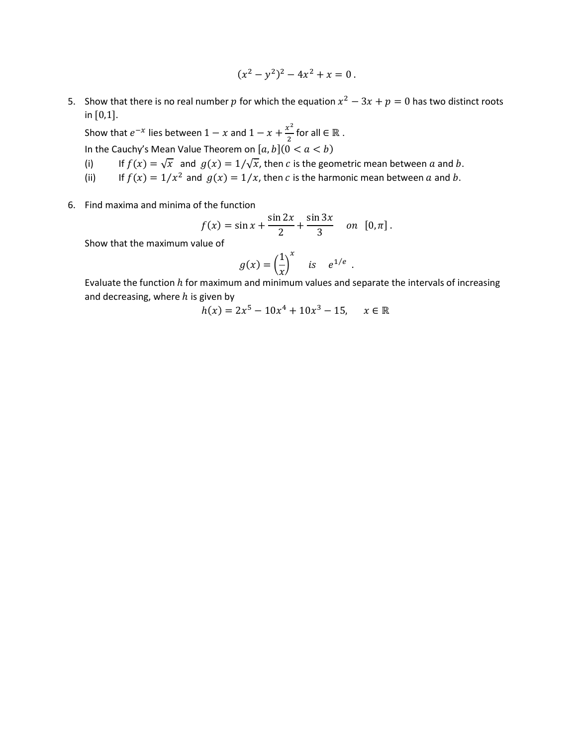$$(x^2 - y^2)^2 - 4x^2 + x = 0\,.$$

5. Show that there is no real number $p$ for which the equation $x^2 - 3x + p = 0$ has two distinct roots in $[0,1]$.

   Show that $e^{-x}$ lies between $1 - x$ and $1 - x + \frac{x^2}{2}$ for all $\in \mathbb{R}$ .

   In the Cauchy's Mean Value Theorem on $[a, b](0 < a < b)$

   (i) If $f(x) = \sqrt{x}$ and $g(x) = 1/\sqrt{x}$, then $c$ is the geometric mean between $a$ and $b$.

   (ii) If $f(x) = 1/x^2$ and $g(x) = 1/x$, then $c$ is the harmonic mean between $a$ and $b$.

6. Find maxima and minima of the function

$$f(x) = \sin x + \frac{\sin 2x}{2} + \frac{\sin 3x}{3} \quad on \;\; [0, \pi]\,.$$

   Show that the maximum value of

$$g(x) = \left(\frac{1}{x}\right)^x \quad is \quad e^{1/e}\,.$$

   Evaluate the function $h$ for maximum and minimum values and separate the intervals of increasing and decreasing, where $h$ is given by

$$h(x) = 2x^5 - 10x^4 + 10x^3 - 15, \qquad x \in \mathbb{R}$$